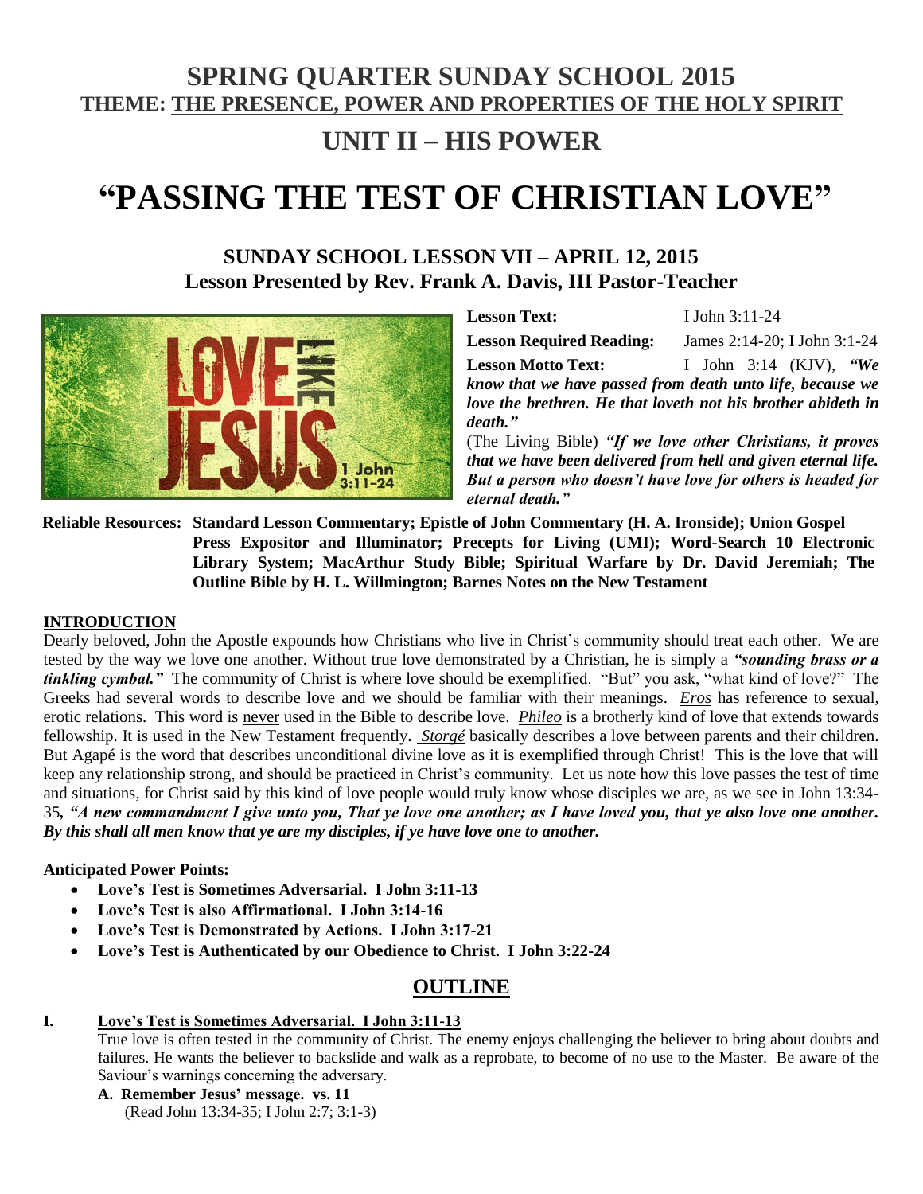# SPRING QUARTER SUNDAY SCHOOL 2015

## THEME: THE PRESENCE, POWER AND PROPERTIES OF THE HOLY SPIRIT

## UNIT II – HIS POWER

# "PASSING THE TEST OF CHRISTIAN LOVE"

## SUNDAY SCHOOL LESSON VII – APRIL 12, 2015

**Lesson Presented by Rev. Frank A. Davis, III Pastor-Teacher**

**Lesson Text:** I John 3:11-24

**Lesson Required Reading:** James 2:14-20; I John 3:1-24

**Lesson Motto Text:** I John 3:14 (KJV), ***"We know that we have passed from death unto life, because we love the brethren. He that loveth not his brother abideth in death."***

(The Living Bible) ***"If we love other Christians, it proves that we have been delivered from hell and given eternal life. But a person who doesn't have love for others is headed for eternal death."***

**Reliable Resources: Standard Lesson Commentary; Epistle of John Commentary (H. A. Ironside); Union Gospel Press Expositor and Illuminator; Precepts for Living (UMI); Word-Search 10 Electronic Library System; MacArthur Study Bible; Spiritual Warfare by Dr. David Jeremiah; The Outline Bible by H. L. Willmington; Barnes Notes on the New Testament**

### INTRODUCTION

Dearly beloved, John the Apostle expounds how Christians who live in Christ's community should treat each other. We are tested by the way we love one another. Without true love demonstrated by a Christian, he is simply a ***"sounding brass or a tinkling cymbal."*** The community of Christ is where love should be exemplified. "But" you ask, "what kind of love?" The Greeks had several words to describe love and we should be familiar with their meanings. *Eros* has reference to sexual, erotic relations. This word is never used in the Bible to describe love. *Phileo* is a brotherly kind of love that extends towards fellowship. It is used in the New Testament frequently. *Storgé* basically describes a love between parents and their children. But Agapé is the word that describes unconditional divine love as it is exemplified through Christ! This is the love that will keep any relationship strong, and should be practiced in Christ's community. Let us note how this love passes the test of time and situations, for Christ said by this kind of love people would truly know whose disciples we are, as we see in John 13:34-35, ***"A new commandment I give unto you, That ye love one another; as I have loved you, that ye also love one another. By this shall all men know that ye are my disciples, if ye have love one to another.***

**Anticipated Power Points:**

- **Love's Test is Sometimes Adversarial. I John 3:11-13**
- **Love's Test is also Affirmational. I John 3:14-16**
- **Love's Test is Demonstrated by Actions. I John 3:17-21**
- **Love's Test is Authenticated by our Obedience to Christ. I John 3:22-24**

## OUTLINE

**I. Love's Test is Sometimes Adversarial. I John 3:11-13**

True love is often tested in the community of Christ. The enemy enjoys challenging the believer to bring about doubts and failures. He wants the believer to backslide and walk as a reprobate, to become of no use to the Master. Be aware of the Saviour's warnings concerning the adversary.

**A. Remember Jesus' message. vs. 11**

(Read John 13:34-35; I John 2:7; 3:1-3)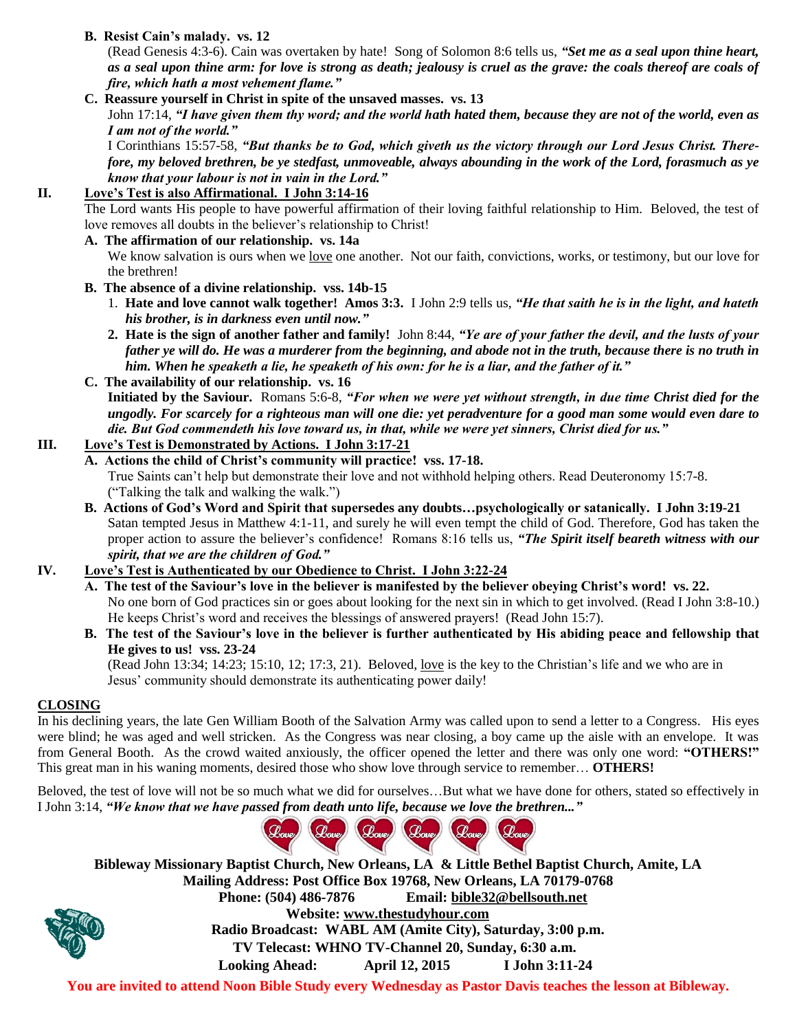**B. Resist Cain's malady. vs. 12**

(Read Genesis 4:3-6). Cain was overtaken by hate! Song of Solomon 8:6 tells us, ***"Set me as a seal upon thine heart, as a seal upon thine arm: for love is strong as death; jealousy is cruel as the grave: the coals thereof are coals of fire, which hath a most vehement flame."***

**C. Reassure yourself in Christ in spite of the unsaved masses. vs. 13**

John 17:14, ***"I have given them thy word; and the world hath hated them, because they are not of the world, even as I am not of the world."***

I Corinthians 15:57-58, ***"But thanks be to God, which giveth us the victory through our Lord Jesus Christ. Therefore, my beloved brethren, be ye stedfast, unmoveable, always abounding in the work of the Lord, forasmuch as ye know that your labour is not in vain in the Lord."***

## II. Love's Test is also Affirmational. I John 3:14-16

The Lord wants His people to have powerful affirmation of their loving faithful relationship to Him. Beloved, the test of love removes all doubts in the believer's relationship to Christ!

**A. The affirmation of our relationship. vs. 14a**

We know salvation is ours when we love one another. Not our faith, convictions, works, or testimony, but our love for the brethren!

**B. The absence of a divine relationship. vss. 14b-15**

1. **Hate and love cannot walk together! Amos 3:3.** I John 2:9 tells us, ***"He that saith he is in the light, and hateth his brother, is in darkness even until now."***
2. **Hate is the sign of another father and family!** John 8:44, ***"Ye are of your father the devil, and the lusts of your father ye will do. He was a murderer from the beginning, and abode not in the truth, because there is no truth in him. When he speaketh a lie, he speaketh of his own: for he is a liar, and the father of it."***

**C. The availability of our relationship. vs. 16**

**Initiated by the Saviour.** Romans 5:6-8, ***"For when we were yet without strength, in due time Christ died for the ungodly. For scarcely for a righteous man will one die: yet peradventure for a good man some would even dare to die. But God commendeth his love toward us, in that, while we were yet sinners, Christ died for us."***

## III. Love's Test is Demonstrated by Actions. I John 3:17-21

**A. Actions the child of Christ's community will practice! vss. 17-18.**

True Saints can't help but demonstrate their love and not withhold helping others. Read Deuteronomy 15:7-8. ("Talking the talk and walking the walk.")

**B. Actions of God's Word and Spirit that supersedes any doubts…psychologically or satanically. I John 3:19-21**

Satan tempted Jesus in Matthew 4:1-11, and surely he will even tempt the child of God. Therefore, God has taken the proper action to assure the believer's confidence! Romans 8:16 tells us, ***"The Spirit itself beareth witness with our spirit, that we are the children of God."***

## IV. Love's Test is Authenticated by our Obedience to Christ. I John 3:22-24

**A. The test of the Saviour's love in the believer is manifested by the believer obeying Christ's word! vs. 22.**

No one born of God practices sin or goes about looking for the next sin in which to get involved. (Read I John 3:8-10.) He keeps Christ's word and receives the blessings of answered prayers! (Read John 15:7).

**B. The test of the Saviour's love in the believer is further authenticated by His abiding peace and fellowship that He gives to us! vss. 23-24**

(Read John 13:34; 14:23; 15:10, 12; 17:3, 21). Beloved, love is the key to the Christian's life and we who are in Jesus' community should demonstrate its authenticating power daily!

## CLOSING

In his declining years, the late Gen William Booth of the Salvation Army was called upon to send a letter to a Congress. His eyes were blind; he was aged and well stricken. As the Congress was near closing, a boy came up the aisle with an envelope. It was from General Booth. As the crowd waited anxiously, the officer opened the letter and there was only one word: **"OTHERS!"** This great man in his waning moments, desired those who show love through service to remember… **OTHERS!**

Beloved, the test of love will not be so much what we did for ourselves…But what we have done for others, stated so effectively in I John 3:14, ***"We know that we have passed from death unto life, because we love the brethren..."***

**Bibleway Missionary Baptist Church, New Orleans, LA & Little Bethel Baptist Church, Amite, LA**
**Mailing Address: Post Office Box 19768, New Orleans, LA 70179-0768**
**Phone: (504) 486-7876 Email: bible32@bellsouth.net**
**Website: www.thestudyhour.com**
**Radio Broadcast: WABL AM (Amite City), Saturday, 3:00 p.m.**
**TV Telecast: WHNO TV-Channel 20, Sunday, 6:30 a.m.**
**Looking Ahead: April 12, 2015 I John 3:11-24**

**You are invited to attend Noon Bible Study every Wednesday as Pastor Davis teaches the lesson at Bibleway.**